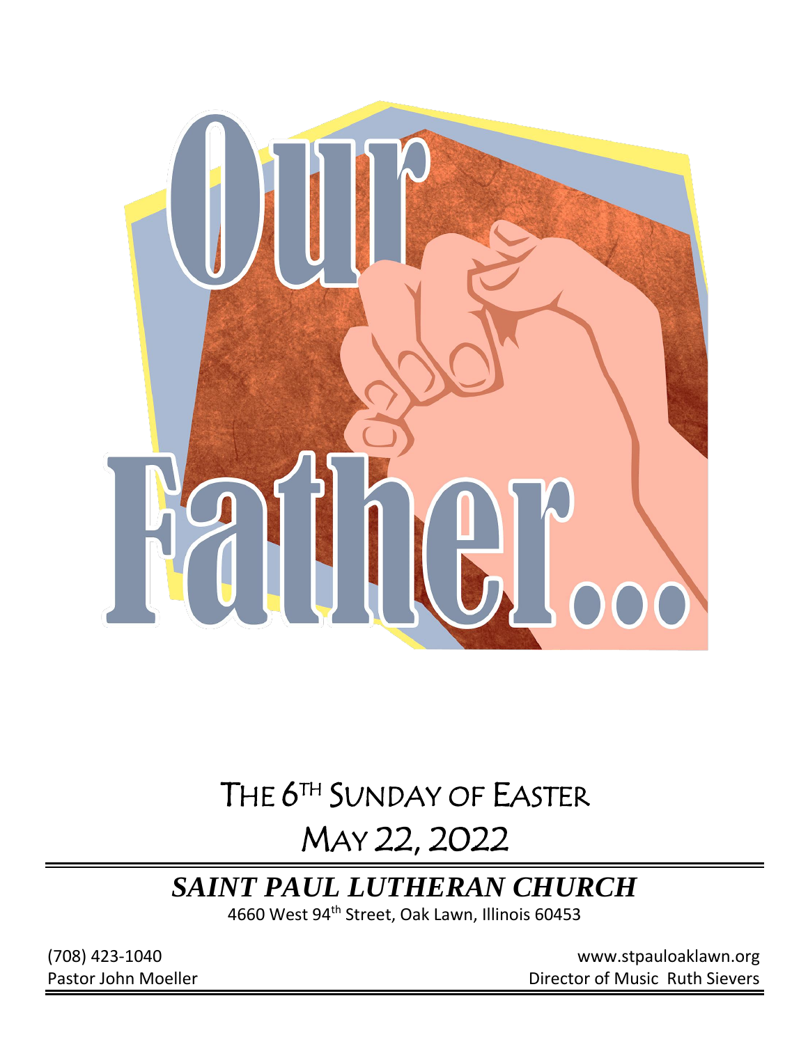# Our Father...

## THE 6TH SUNDAY OF EASTER

## MAY 22, 2022

# *SAINT PAUL LUTHERAN CHURCH*

4660 West 94th Street, Oak Lawn, Illinois 60453

(708) 423-1040  
Pastor John Moeller

www.stpauloaklawn.org  
Director of Music Ruth Sievers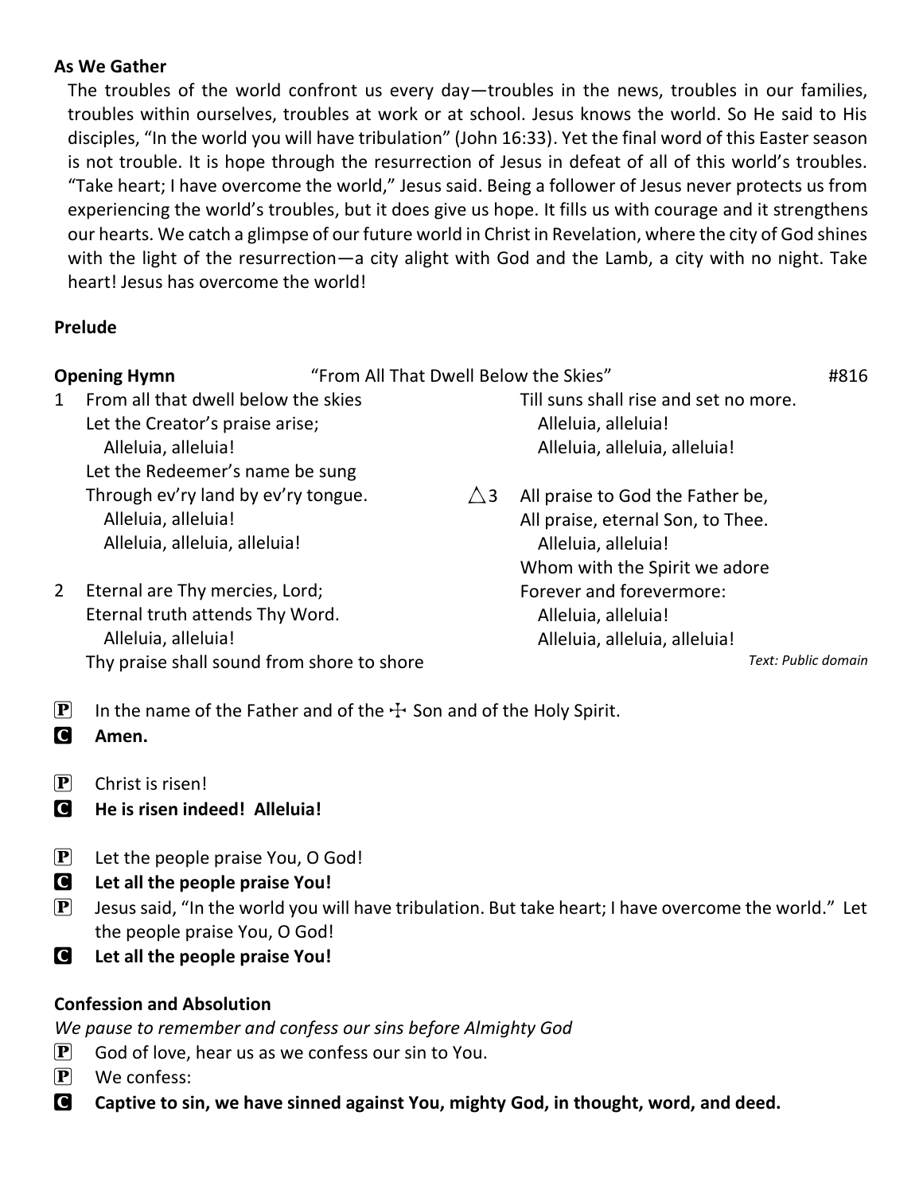**As We Gather**

The troubles of the world confront us every day—troubles in the news, troubles in our families, troubles within ourselves, troubles at work or at school. Jesus knows the world. So He said to His disciples, "In the world you will have tribulation" (John 16:33). Yet the final word of this Easter season is not trouble. It is hope through the resurrection of Jesus in defeat of all of this world's troubles. "Take heart; I have overcome the world," Jesus said. Being a follower of Jesus never protects us from experiencing the world's troubles, but it does give us hope. It fills us with courage and it strengthens our hearts. We catch a glimpse of our future world in Christ in Revelation, where the city of God shines with the light of the resurrection—a city alight with God and the Lamb, a city with no night. Take heart! Jesus has overcome the world!

**Prelude**

**Opening Hymn** "From All That Dwell Below the Skies" #816

1 From all that dwell below the skies
Let the Creator's praise arise;
  Alleluia, alleluia!
Let the Redeemer's name be sung
Through ev'ry land by ev'ry tongue.
  Alleluia, alleluia!
  Alleluia, alleluia, alleluia!

2 Eternal are Thy mercies, Lord;
Eternal truth attends Thy Word.
  Alleluia, alleluia!
Thy praise shall sound from shore to shore
Till suns shall rise and set no more.
  Alleluia, alleluia!
  Alleluia, alleluia, alleluia!

△3 All praise to God the Father be,
All praise, eternal Son, to Thee.
  Alleluia, alleluia!
Whom with the Spirit we adore
Forever and forevermore:
  Alleluia, alleluia!
  Alleluia, alleluia, alleluia!

*Text: Public domain*

P In the name of the Father and of the ☩ Son and of the Holy Spirit.
C **Amen.**

P Christ is risen!
C **He is risen indeed! Alleluia!**

P Let the people praise You, O God!
C **Let all the people praise You!**
P Jesus said, "In the world you will have tribulation. But take heart; I have overcome the world." Let the people praise You, O God!
C **Let all the people praise You!**

**Confession and Absolution**

*We pause to remember and confess our sins before Almighty God*

P God of love, hear us as we confess our sin to You.
P We confess:
C **Captive to sin, we have sinned against You, mighty God, in thought, word, and deed.**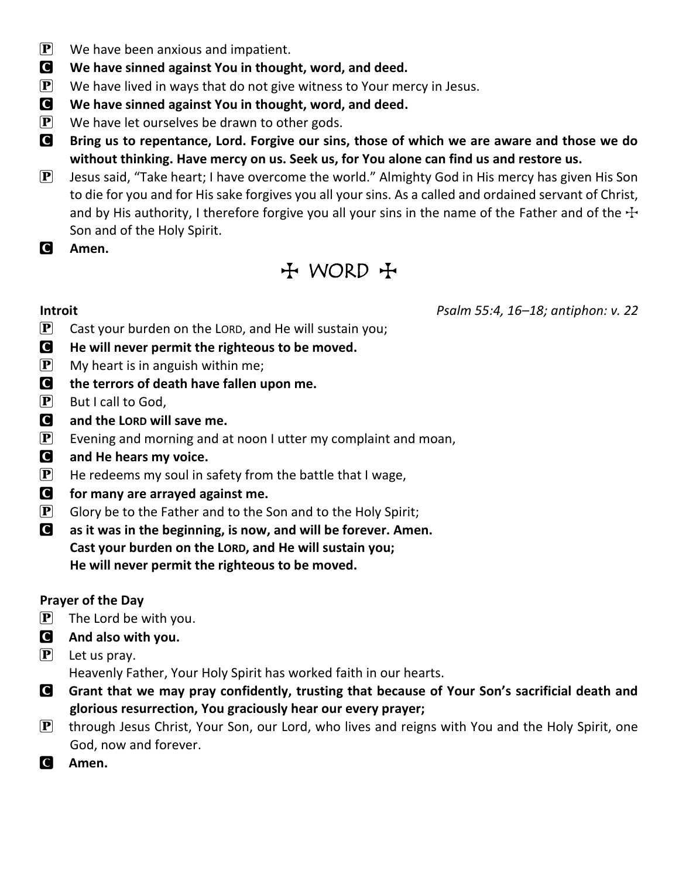**P** We have been anxious and impatient.

**C** **We have sinned against You in thought, word, and deed.**

**P** We have lived in ways that do not give witness to Your mercy in Jesus.

**C** **We have sinned against You in thought, word, and deed.**

**P** We have let ourselves be drawn to other gods.

**C** **Bring us to repentance, Lord. Forgive our sins, those of which we are aware and those we do without thinking. Have mercy on us. Seek us, for You alone can find us and restore us.**

**P** Jesus said, "Take heart; I have overcome the world." Almighty God in His mercy has given His Son to die for you and for His sake forgives you all your sins. As a called and ordained servant of Christ, and by His authority, I therefore forgive you all your sins in the name of the Father and of the ☩ Son and of the Holy Spirit.

**C** **Amen.**

# ☩ WORD ☩

**Introit** *Psalm 55:4, 16–18; antiphon: v. 22*

**P** Cast your burden on the LORD, and He will sustain you;

**C** **He will never permit the righteous to be moved.**

**P** My heart is in anguish within me;

**C** **the terrors of death have fallen upon me.**

**P** But I call to God,

**C** **and the LORD will save me.**

**P** Evening and morning and at noon I utter my complaint and moan,

**C** **and He hears my voice.**

**P** He redeems my soul in safety from the battle that I wage,

**C** **for many are arrayed against me.**

**P** Glory be to the Father and to the Son and to the Holy Spirit;

**C** **as it was in the beginning, is now, and will be forever. Amen.**
**Cast your burden on the LORD, and He will sustain you;**
**He will never permit the righteous to be moved.**

**Prayer of the Day**

**P** The Lord be with you.

**C** **And also with you.**

**P** Let us pray.
Heavenly Father, Your Holy Spirit has worked faith in our hearts.

**C** **Grant that we may pray confidently, trusting that because of Your Son's sacrificial death and glorious resurrection, You graciously hear our every prayer;**

**P** through Jesus Christ, Your Son, our Lord, who lives and reigns with You and the Holy Spirit, one God, now and forever.

**C** **Amen.**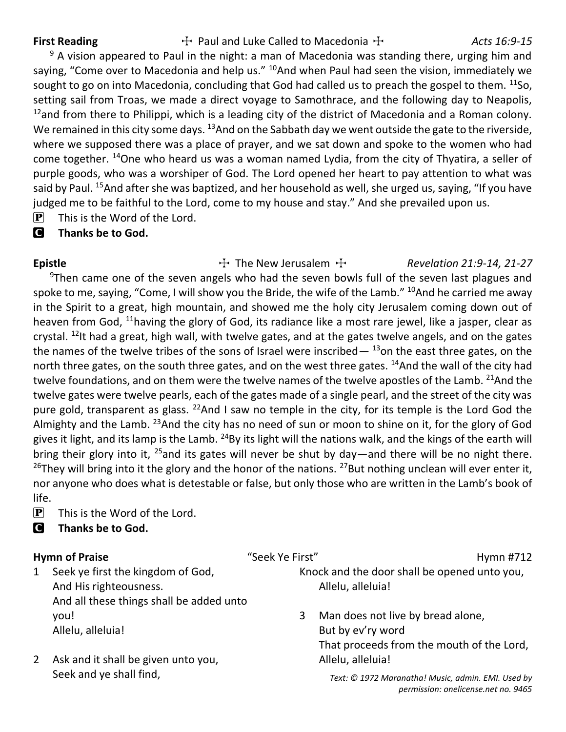**First Reading** ☩ Paul and Luke Called to Macedonia ☩ *Acts 16:9-15*

[9] A vision appeared to Paul in the night: a man of Macedonia was standing there, urging him and saying, "Come over to Macedonia and help us." [10]And when Paul had seen the vision, immediately we sought to go on into Macedonia, concluding that God had called us to preach the gospel to them. [11]So, setting sail from Troas, we made a direct voyage to Samothrace, and the following day to Neapolis, [12]and from there to Philippi, which is a leading city of the district of Macedonia and a Roman colony. We remained in this city some days. [13]And on the Sabbath day we went outside the gate to the riverside, where we supposed there was a place of prayer, and we sat down and spoke to the women who had come together. [14]One who heard us was a woman named Lydia, from the city of Thyatira, a seller of purple goods, who was a worshiper of God. The Lord opened her heart to pay attention to what was said by Paul. [15]And after she was baptized, and her household as well, she urged us, saying, "If you have judged me to be faithful to the Lord, come to my house and stay." And she prevailed upon us.

**P** This is the Word of the Lord.

**C** **Thanks be to God.**

**Epistle** ☩ The New Jerusalem ☩ *Revelation 21:9-14, 21-27*

[9]Then came one of the seven angels who had the seven bowls full of the seven last plagues and spoke to me, saying, "Come, I will show you the Bride, the wife of the Lamb." [10]And he carried me away in the Spirit to a great, high mountain, and showed me the holy city Jerusalem coming down out of heaven from God, [11]having the glory of God, its radiance like a most rare jewel, like a jasper, clear as crystal. [12]It had a great, high wall, with twelve gates, and at the gates twelve angels, and on the gates the names of the twelve tribes of the sons of Israel were inscribed— [13]on the east three gates, on the north three gates, on the south three gates, and on the west three gates. [14]And the wall of the city had twelve foundations, and on them were the twelve names of the twelve apostles of the Lamb. [21]And the twelve gates were twelve pearls, each of the gates made of a single pearl, and the street of the city was pure gold, transparent as glass. [22]And I saw no temple in the city, for its temple is the Lord God the Almighty and the Lamb. [23]And the city has no need of sun or moon to shine on it, for the glory of God gives it light, and its lamp is the Lamb. [24]By its light will the nations walk, and the kings of the earth will bring their glory into it, [25]and its gates will never be shut by day—and there will be no night there. [26]They will bring into it the glory and the honor of the nations. [27]But nothing unclean will ever enter it, nor anyone who does what is detestable or false, but only those who are written in the Lamb's book of life.

**P** This is the Word of the Lord.

**C** **Thanks be to God.**

**Hymn of Praise** "Seek Ye First" Hymn #712

1 Seek ye first the kingdom of God,
And His righteousness.
And all these things shall be added unto you!
Allelu, alleluia!

2 Ask and it shall be given unto you,
Seek and ye shall find,
Knock and the door shall be opened unto you,
Allelu, alleluia!

3 Man does not live by bread alone,
But by ev'ry word
That proceeds from the mouth of the Lord,
Allelu, alleluia!

*Text: © 1972 Maranatha! Music, admin. EMI. Used by permission: onelicense.net no. 9465*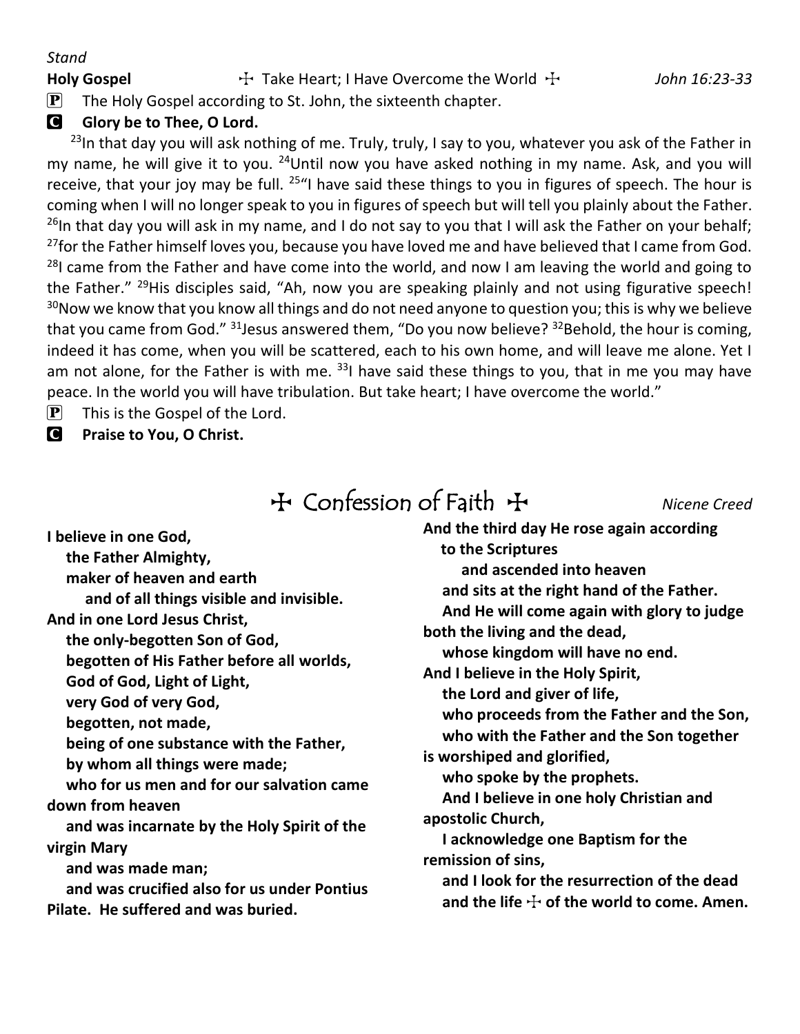*Stand*

**Holy Gospel** ☩ Take Heart; I Have Overcome the World ☩ *John 16:23-33*

**P** The Holy Gospel according to St. John, the sixteenth chapter.

**C** **Glory be to Thee, O Lord.**

[23]In that day you will ask nothing of me. Truly, truly, I say to you, whatever you ask of the Father in my name, he will give it to you. [24]Until now you have asked nothing in my name. Ask, and you will receive, that your joy may be full. [25]"I have said these things to you in figures of speech. The hour is coming when I will no longer speak to you in figures of speech but will tell you plainly about the Father. [26]In that day you will ask in my name, and I do not say to you that I will ask the Father on your behalf; [27]for the Father himself loves you, because you have loved me and have believed that I came from God. [28]I came from the Father and have come into the world, and now I am leaving the world and going to the Father." [29]His disciples said, "Ah, now you are speaking plainly and not using figurative speech! [30]Now we know that you know all things and do not need anyone to question you; this is why we believe that you came from God." [31]Jesus answered them, "Do you now believe? [32]Behold, the hour is coming, indeed it has come, when you will be scattered, each to his own home, and will leave me alone. Yet I am not alone, for the Father is with me. [33]I have said these things to you, that in me you may have peace. In the world you will have tribulation. But take heart; I have overcome the world."

**P** This is the Gospel of the Lord.

**C** **Praise to You, O Christ.**

## ☩ Confession of Faith ☩

*Nicene Creed*

**I believe in one God,**
**the Father Almighty,**
**maker of heaven and earth**
**and of all things visible and invisible.**
**And in one Lord Jesus Christ,**
**the only-begotten Son of God,**
**begotten of His Father before all worlds,**
**God of God, Light of Light,**
**very God of very God,**
**begotten, not made,**
**being of one substance with the Father,**
**by whom all things were made;**
**who for us men and for our salvation came down from heaven**
**and was incarnate by the Holy Spirit of the virgin Mary**
**and was made man;**
**and was crucified also for us under Pontius Pilate. He suffered and was buried.**
**And the third day He rose again according to the Scriptures**
**and ascended into heaven**
**and sits at the right hand of the Father.**
**And He will come again with glory to judge both the living and the dead,**
**whose kingdom will have no end.**
**And I believe in the Holy Spirit,**
**the Lord and giver of life,**
**who proceeds from the Father and the Son,**
**who with the Father and the Son together is worshiped and glorified,**
**who spoke by the prophets.**
**And I believe in one holy Christian and apostolic Church,**
**I acknowledge one Baptism for the remission of sins,**
**and I look for the resurrection of the dead**
**and the life ☩ of the world to come. Amen.**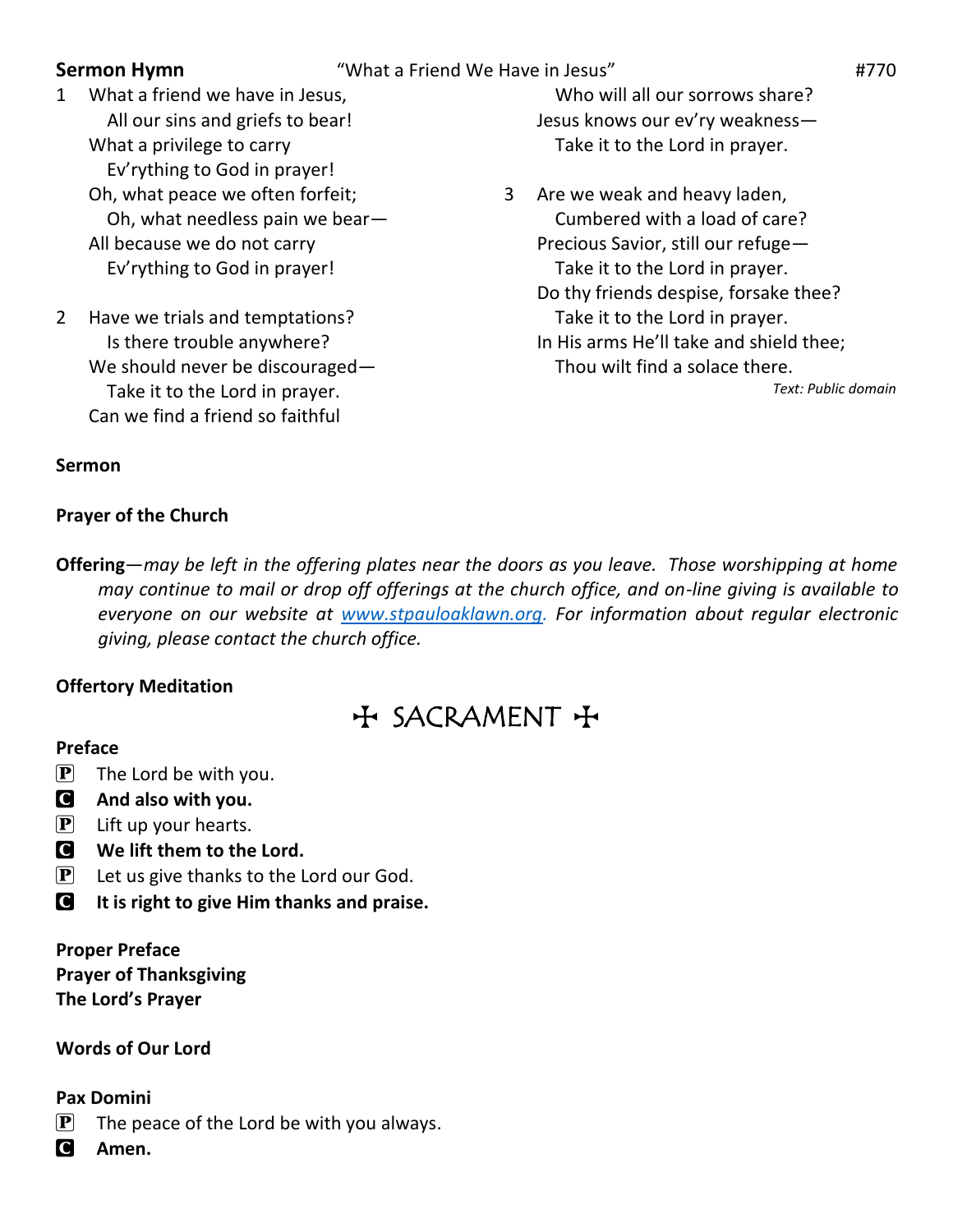**Sermon Hymn** "What a Friend We Have in Jesus" #770

1 What a friend we have in Jesus,
All our sins and griefs to bear!
What a privilege to carry
Ev'rything to God in prayer!
Oh, what peace we often forfeit;
Oh, what needless pain we bear—
All because we do not carry
Ev'rything to God in prayer!

2 Have we trials and temptations?
Is there trouble anywhere?
We should never be discouraged—
Take it to the Lord in prayer.
Can we find a friend so faithful
Who will all our sorrows share?
Jesus knows our ev'ry weakness—
Take it to the Lord in prayer.

3 Are we weak and heavy laden,
Cumbered with a load of care?
Precious Savior, still our refuge—
Take it to the Lord in prayer.
Do thy friends despise, forsake thee?
Take it to the Lord in prayer.
In His arms He'll take and shield thee;
Thou wilt find a solace there.

*Text: Public domain*

**Sermon**

**Prayer of the Church**

**Offering**—*may be left in the offering plates near the doors as you leave. Those worshipping at home may continue to mail or drop off offerings at the church office, and on-line giving is available to everyone on our website at [www.stpauloaklawn.org](http://www.stpauloaklawn.org). For information about regular electronic giving, please contact the church office.*

**Offertory Meditation**

# ☩ SACRAMENT ☩

**Preface**

P The Lord be with you.
C **And also with you.**
P Lift up your hearts.
C **We lift them to the Lord.**
P Let us give thanks to the Lord our God.
C **It is right to give Him thanks and praise.**

**Proper Preface**
**Prayer of Thanksgiving**
**The Lord's Prayer**

**Words of Our Lord**

**Pax Domini**

P The peace of the Lord be with you always.
C **Amen.**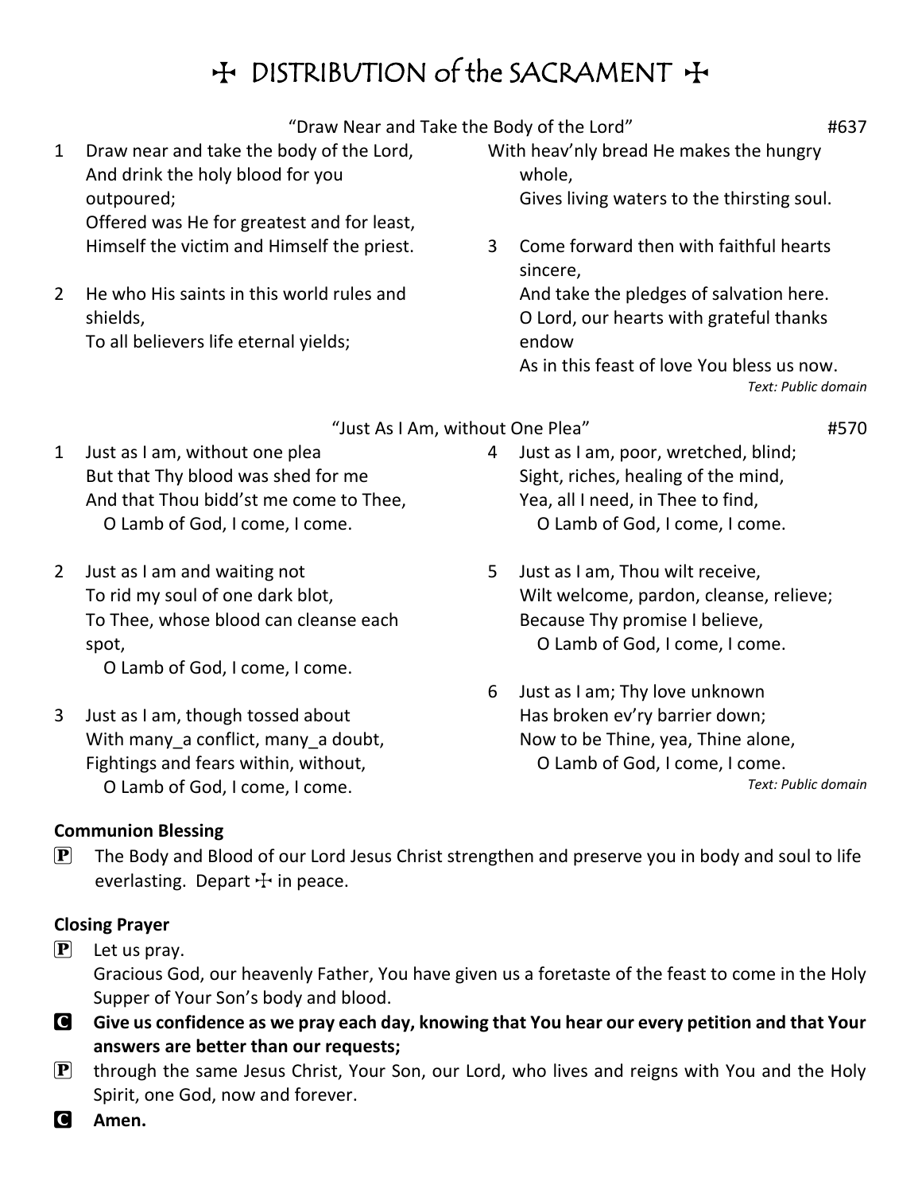# ☩ DISTRIBUTION of the SACRAMENT ☩

"Draw Near and Take the Body of the Lord" #637

1 Draw near and take the body of the Lord,
And drink the holy blood for you outpoured;
Offered was He for greatest and for least,
Himself the victim and Himself the priest.

2 He who His saints in this world rules and shields,
To all believers life eternal yields;
With heav'nly bread He makes the hungry whole,
Gives living waters to the thirsting soul.

3 Come forward then with faithful hearts sincere,
And take the pledges of salvation here.
O Lord, our hearts with grateful thanks endow
As in this feast of love You bless us now.

*Text: Public domain*

"Just As I Am, without One Plea" #570

1 Just as I am, without one plea
But that Thy blood was shed for me
And that Thou bidd'st me come to Thee,
O Lamb of God, I come, I come.

2 Just as I am and waiting not
To rid my soul of one dark blot,
To Thee, whose blood can cleanse each spot,
O Lamb of God, I come, I come.

3 Just as I am, though tossed about
With many_a conflict, many_a doubt,
Fightings and fears within, without,
O Lamb of God, I come, I come.

4 Just as I am, poor, wretched, blind;
Sight, riches, healing of the mind,
Yea, all I need, in Thee to find,
O Lamb of God, I come, I come.

5 Just as I am, Thou wilt receive,
Wilt welcome, pardon, cleanse, relieve;
Because Thy promise I believe,
O Lamb of God, I come, I come.

6 Just as I am; Thy love unknown
Has broken ev'ry barrier down;
Now to be Thine, yea, Thine alone,
O Lamb of God, I come, I come.

*Text: Public domain*

**Communion Blessing**

P The Body and Blood of our Lord Jesus Christ strengthen and preserve you in body and soul to life everlasting. Depart ☩ in peace.

**Closing Prayer**

P Let us pray.
Gracious God, our heavenly Father, You have given us a foretaste of the feast to come in the Holy Supper of Your Son's body and blood.

C **Give us confidence as we pray each day, knowing that You hear our every petition and that Your answers are better than our requests;**

P through the same Jesus Christ, Your Son, our Lord, who lives and reigns with You and the Holy Spirit, one God, now and forever.

C **Amen.**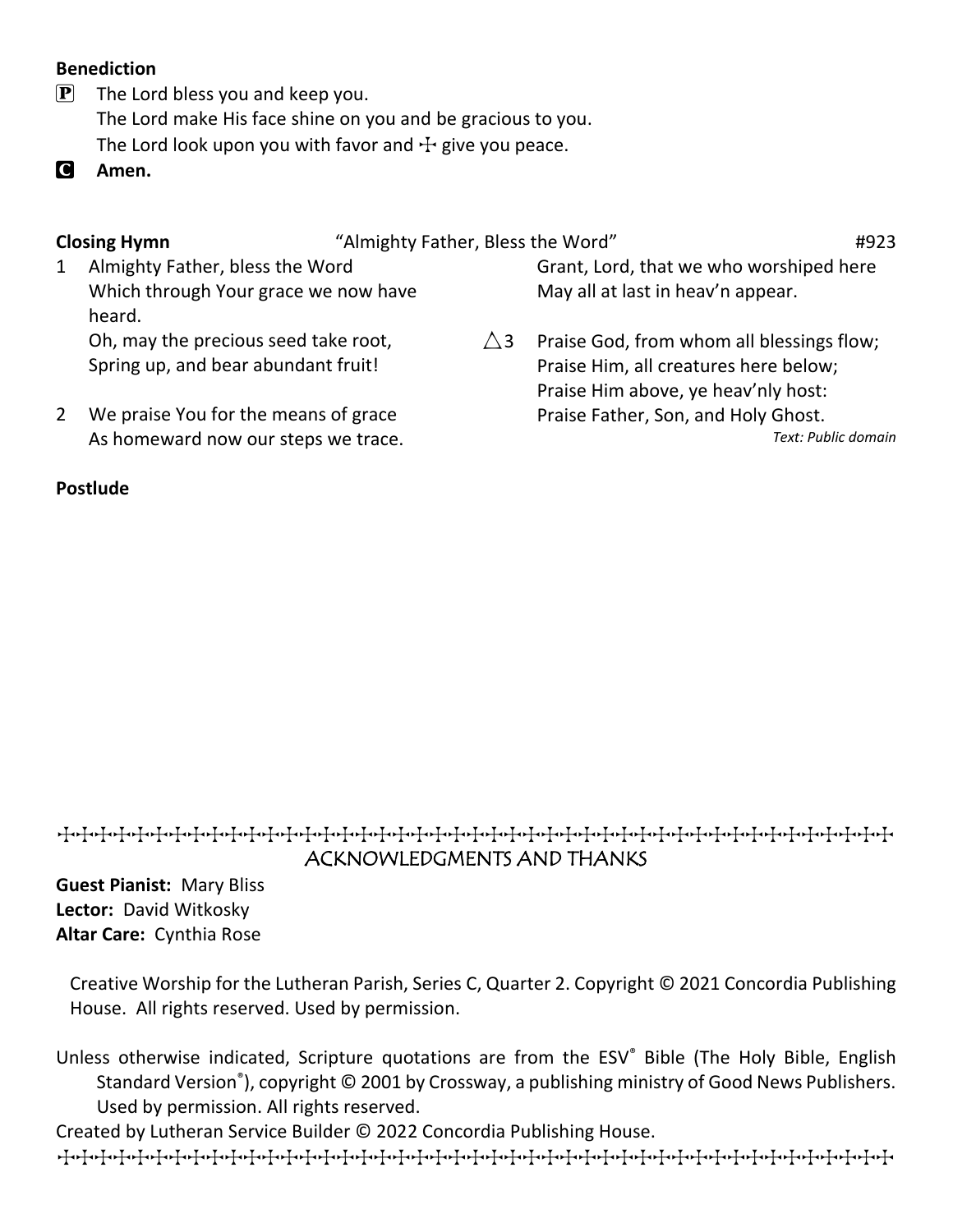**Benediction**

P The Lord bless you and keep you.
The Lord make His face shine on you and be gracious to you.
The Lord look upon you with favor and ☩ give you peace.

C **Amen.**

**Closing Hymn** "Almighty Father, Bless the Word" #923

1 Almighty Father, bless the Word
Which through Your grace we now have heard.
Oh, may the precious seed take root,
Spring up, and bear abundant fruit!

2 We praise You for the means of grace
As homeward now our steps we trace.
Grant, Lord, that we who worshiped here
May all at last in heav'n appear.

△3 Praise God, from whom all blessings flow;
Praise Him, all creatures here below;
Praise Him above, ye heav'nly host:
Praise Father, Son, and Holy Ghost.

*Text: Public domain*

**Postlude**

## ACKNOWLEDGMENTS AND THANKS

**Guest Pianist:** Mary Bliss
**Lector:** David Witkosky
**Altar Care:** Cynthia Rose

Creative Worship for the Lutheran Parish, Series C, Quarter 2. Copyright © 2021 Concordia Publishing House. All rights reserved. Used by permission.

Unless otherwise indicated, Scripture quotations are from the ESV® Bible (The Holy Bible, English Standard Version®), copyright © 2001 by Crossway, a publishing ministry of Good News Publishers. Used by permission. All rights reserved.

Created by Lutheran Service Builder © 2022 Concordia Publishing House.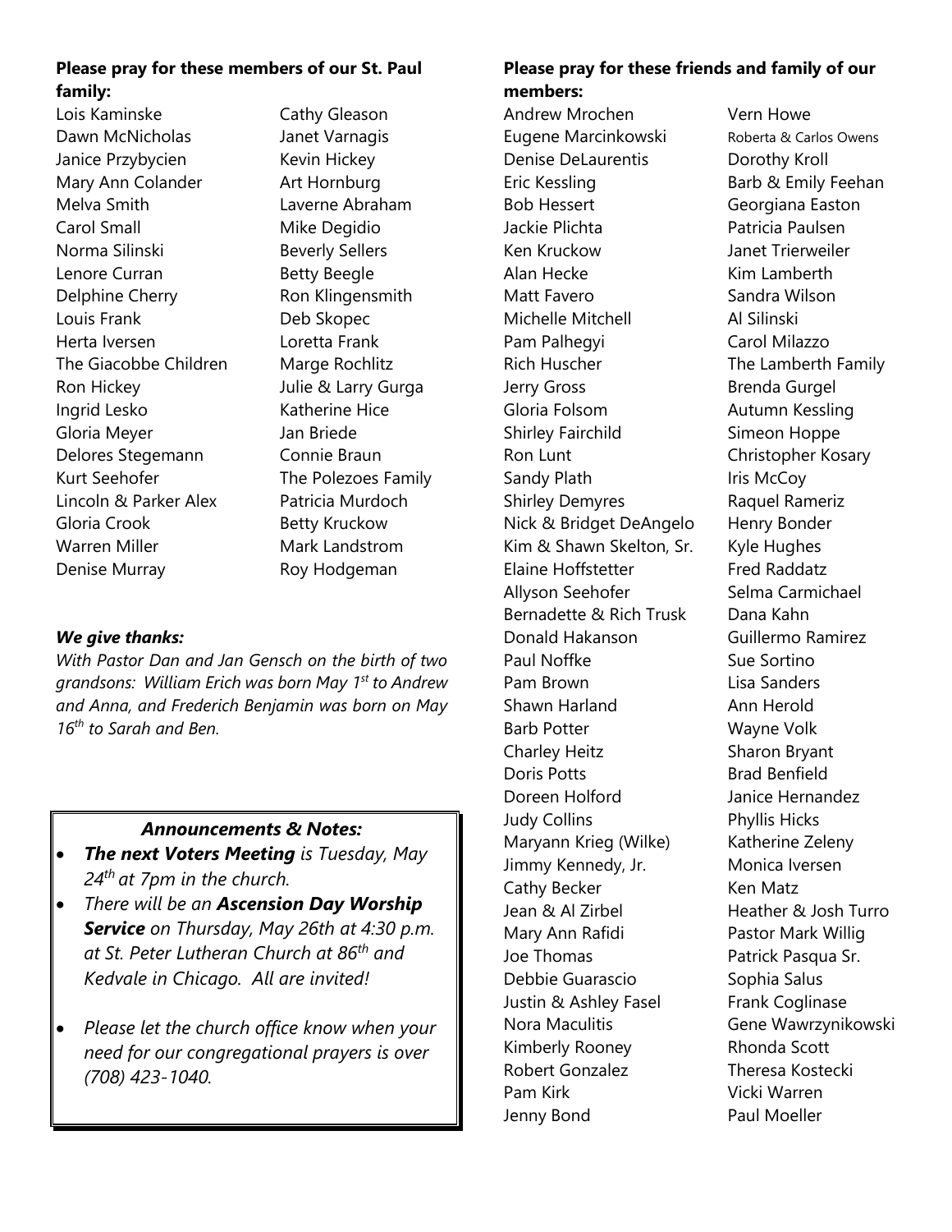**Please pray for these members of our St. Paul family:**

Lois Kaminske
Dawn McNicholas
Janice Przybycien
Mary Ann Colander
Melva Smith
Carol Small
Norma Silinski
Lenore Curran
Delphine Cherry
Louis Frank
Herta Iversen
The Giacobbe Children
Ron Hickey
Ingrid Lesko
Gloria Meyer
Delores Stegemann
Kurt Seehofer
Lincoln & Parker Alex
Gloria Crook
Warren Miller
Denise Murray
Cathy Gleason
Janet Varnagis
Kevin Hickey
Art Hornburg
Laverne Abraham
Mike Degidio
Beverly Sellers
Betty Beegle
Ron Klingensmith
Deb Skopec
Loretta Frank
Marge Rochlitz
Julie & Larry Gurga
Katherine Hice
Jan Briede
Connie Braun
The Polezoes Family
Patricia Murdoch
Betty Kruckow
Mark Landstrom
Roy Hodgeman

***We give thanks:***

*With Pastor Dan and Jan Gensch on the birth of two grandsons: William Erich was born May 1st to Andrew and Anna, and Frederich Benjamin was born on May 16th to Sarah and Ben.*

***Announcements & Notes:***

- ***The next Voters Meeting** is Tuesday, May 24th at 7pm in the church.*
- *There will be an **Ascension Day Worship Service** on Thursday, May 26th at 4:30 p.m. at St. Peter Lutheran Church at 86th and Kedvale in Chicago. All are invited!*
- *Please let the church office know when your need for our congregational prayers is over (708) 423-1040.*

**Please pray for these friends and family of our members:**

Andrew Mrochen
Eugene Marcinkowski
Denise DeLaurentis
Eric Kessling
Bob Hessert
Jackie Plichta
Ken Kruckow
Alan Hecke
Matt Favero
Michelle Mitchell
Pam Palhegyi
Rich Huscher
Jerry Gross
Gloria Folsom
Shirley Fairchild
Ron Lunt
Sandy Plath
Shirley Demyres
Nick & Bridget DeAngelo
Kim & Shawn Skelton, Sr.
Elaine Hoffstetter
Allyson Seehofer
Bernadette & Rich Trusk
Donald Hakanson
Paul Noffke
Pam Brown
Shawn Harland
Barb Potter
Charley Heitz
Doris Potts
Doreen Holford
Judy Collins
Maryann Krieg (Wilke)
Jimmy Kennedy, Jr.
Cathy Becker
Jean & Al Zirbel
Mary Ann Rafidi
Joe Thomas
Debbie Guarascio
Justin & Ashley Fasel
Nora Maculitis
Kimberly Rooney
Robert Gonzalez
Pam Kirk
Jenny Bond
Vern Howe
Roberta & Carlos Owens
Dorothy Kroll
Barb & Emily Feehan
Georgiana Easton
Patricia Paulsen
Janet Trierweiler
Kim Lamberth
Sandra Wilson
Al Silinski
Carol Milazzo
The Lamberth Family
Brenda Gurgel
Autumn Kessling
Simeon Hoppe
Christopher Kosary
Iris McCoy
Raquel Rameriz
Henry Bonder
Kyle Hughes
Fred Raddatz
Selma Carmichael
Dana Kahn
Guillermo Ramirez
Sue Sortino
Lisa Sanders
Ann Herold
Wayne Volk
Sharon Bryant
Brad Benfield
Janice Hernandez
Phyllis Hicks
Katherine Zeleny
Monica Iversen
Ken Matz
Heather & Josh Turro
Pastor Mark Willig
Patrick Pasqua Sr.
Sophia Salus
Frank Coglinase
Gene Wawrzynikowski
Rhonda Scott
Theresa Kostecki
Vicki Warren
Paul Moeller